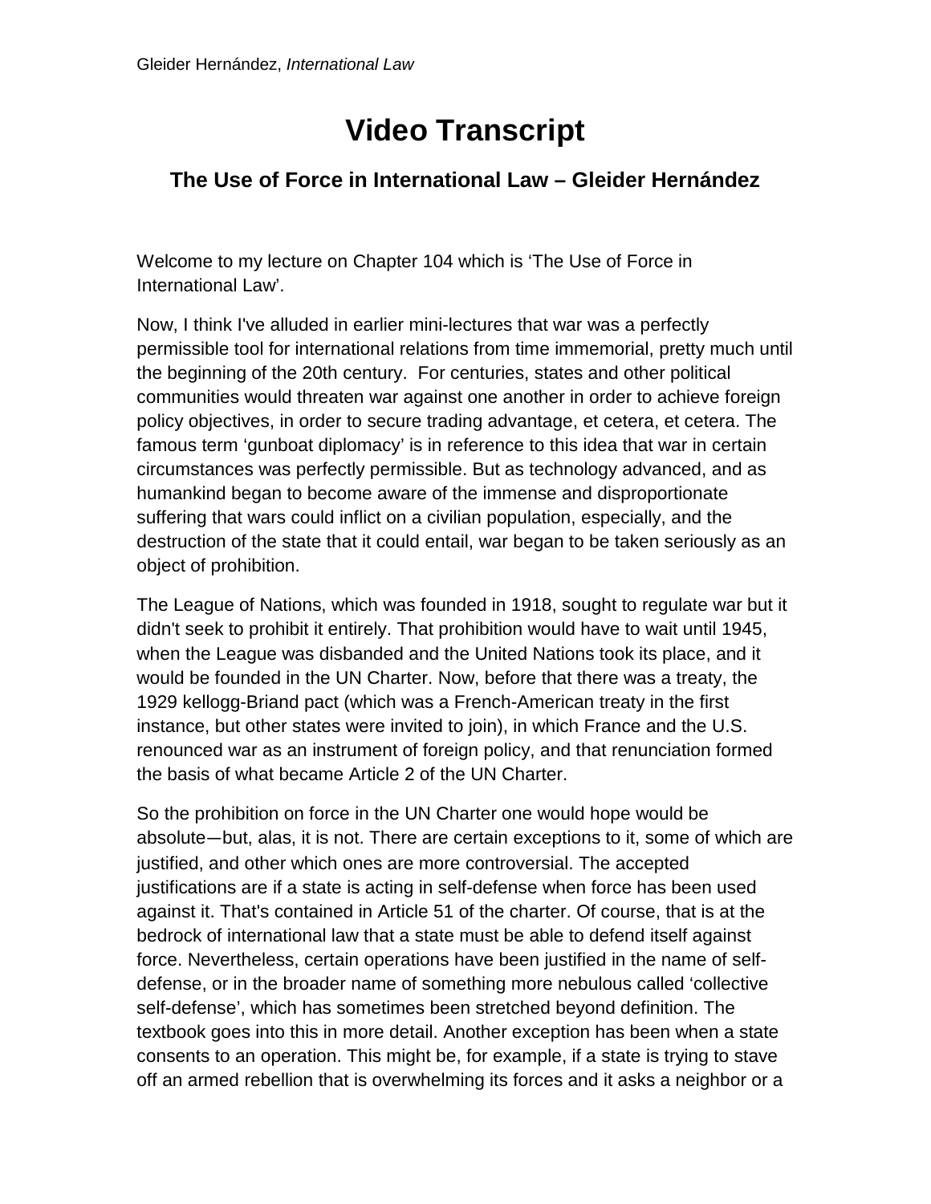# Video Transcript

## The Use of Force in International Law – Gleider Hernández

Welcome to my lecture on Chapter 104 which is 'The Use of Force in International Law'.

Now, I think I've alluded in earlier mini-lectures that war was a perfectly permissible tool for international relations from time immemorial, pretty much until the beginning of the 20th century. For centuries, states and other political communities would threaten war against one another in order to achieve foreign policy objectives, in order to secure trading advantage, et cetera, et cetera. The famous term 'gunboat diplomacy' is in reference to this idea that war in certain circumstances was perfectly permissible. But as technology advanced, and as humankind began to become aware of the immense and disproportionate suffering that wars could inflict on a civilian population, especially, and the destruction of the state that it could entail, war began to be taken seriously as an object of prohibition.

The League of Nations, which was founded in 1918, sought to regulate war but it didn't seek to prohibit it entirely. That prohibition would have to wait until 1945, when the League was disbanded and the United Nations took its place, and it would be founded in the UN Charter. Now, before that there was a treaty, the 1929 kellogg-Briand pact (which was a French-American treaty in the first instance, but other states were invited to join), in which France and the U.S. renounced war as an instrument of foreign policy, and that renunciation formed the basis of what became Article 2 of the UN Charter.

So the prohibition on force in the UN Charter one would hope would be absolute—but, alas, it is not. There are certain exceptions to it, some of which are justified, and other which ones are more controversial. The accepted justifications are if a state is acting in self-defense when force has been used against it. That's contained in Article 51 of the charter. Of course, that is at the bedrock of international law that a state must be able to defend itself against force. Nevertheless, certain operations have been justified in the name of self-defense, or in the broader name of something more nebulous called 'collective self-defense', which has sometimes been stretched beyond definition. The textbook goes into this in more detail. Another exception has been when a state consents to an operation. This might be, for example, if a state is trying to stave off an armed rebellion that is overwhelming its forces and it asks a neighbor or a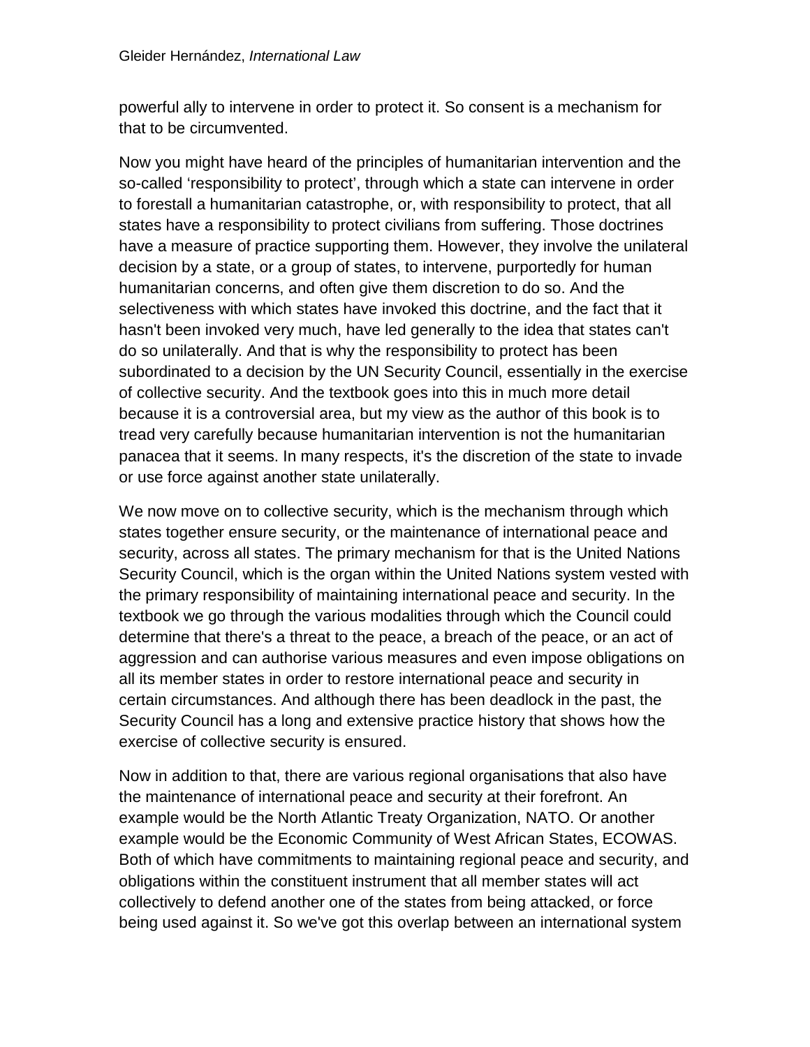powerful ally to intervene in order to protect it. So consent is a mechanism for that to be circumvented.

Now you might have heard of the principles of humanitarian intervention and the so-called 'responsibility to protect', through which a state can intervene in order to forestall a humanitarian catastrophe, or, with responsibility to protect, that all states have a responsibility to protect civilians from suffering. Those doctrines have a measure of practice supporting them. However, they involve the unilateral decision by a state, or a group of states, to intervene, purportedly for human humanitarian concerns, and often give them discretion to do so. And the selectiveness with which states have invoked this doctrine, and the fact that it hasn't been invoked very much, have led generally to the idea that states can't do so unilaterally. And that is why the responsibility to protect has been subordinated to a decision by the UN Security Council, essentially in the exercise of collective security. And the textbook goes into this in much more detail because it is a controversial area, but my view as the author of this book is to tread very carefully because humanitarian intervention is not the humanitarian panacea that it seems. In many respects, it's the discretion of the state to invade or use force against another state unilaterally.

We now move on to collective security, which is the mechanism through which states together ensure security, or the maintenance of international peace and security, across all states. The primary mechanism for that is the United Nations Security Council, which is the organ within the United Nations system vested with the primary responsibility of maintaining international peace and security. In the textbook we go through the various modalities through which the Council could determine that there's a threat to the peace, a breach of the peace, or an act of aggression and can authorise various measures and even impose obligations on all its member states in order to restore international peace and security in certain circumstances. And although there has been deadlock in the past, the Security Council has a long and extensive practice history that shows how the exercise of collective security is ensured.

Now in addition to that, there are various regional organisations that also have the maintenance of international peace and security at their forefront. An example would be the North Atlantic Treaty Organization, NATO. Or another example would be the Economic Community of West African States, ECOWAS. Both of which have commitments to maintaining regional peace and security, and obligations within the constituent instrument that all member states will act collectively to defend another one of the states from being attacked, or force being used against it. So we've got this overlap between an international system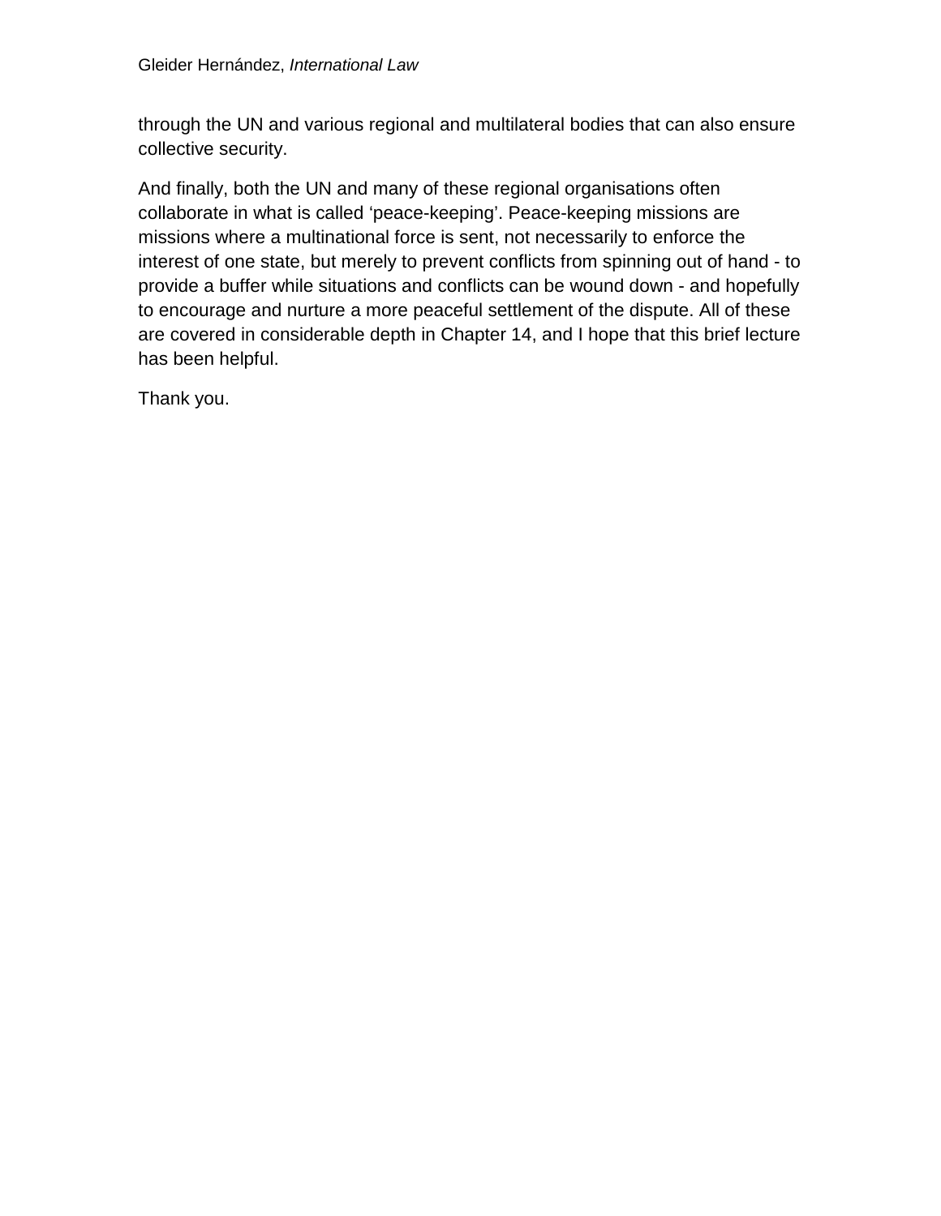through the UN and various regional and multilateral bodies that can also ensure collective security.

And finally, both the UN and many of these regional organisations often collaborate in what is called ‘peace-keeping’. Peace-keeping missions are missions where a multinational force is sent, not necessarily to enforce the interest of one state, but merely to prevent conflicts from spinning out of hand - to provide a buffer while situations and conflicts can be wound down - and hopefully to encourage and nurture a more peaceful settlement of the dispute. All of these are covered in considerable depth in Chapter 14, and I hope that this brief lecture has been helpful.

Thank you.